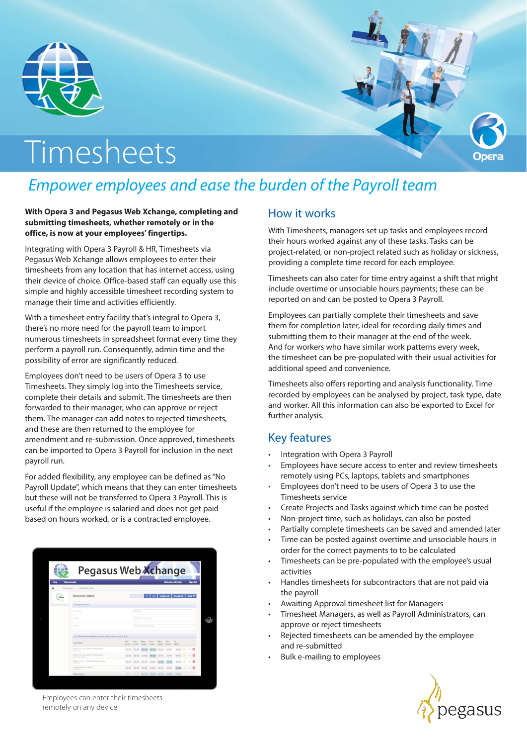# Timesheets

## *Empower employees and ease the burden of the Payroll team*

**With Opera 3 and Pegasus Web Xchange, completing and submitting timesheets, whether remotely or in the office, is now at your employees' fingertips.**

Integrating with Opera 3 Payroll & HR, Timesheets via Pegasus Web Xchange allows employees to enter their timesheets from any location that has internet access, using their device of choice. Office-based staff can equally use this simple and highly accessible timesheet recording system to manage their time and activities efficiently.

With a timesheet entry facility that's integral to Opera 3, there's no more need for the payroll team to import numerous timesheets in spreadsheet format every time they perform a payroll run. Consequently, admin time and the possibility of error are significantly reduced.

Employees don't need to be users of Opera 3 to use Timesheets. They simply log into the Timesheets service, complete their details and submit. The timesheets are then forwarded to their manager, who can approve or reject them. The manager can add notes to rejected timesheets, and these are then returned to the employee for amendment and re-submission. Once approved, timesheets can be imported to Opera 3 Payroll for inclusion in the next payroll run.

For added flexibility, any employee can be defined as "No Payroll Update", which means that they can enter timesheets but these will not be transferred to Opera 3 Payroll. This is useful if the employee is salaried and does not get paid based on hours worked, or is a contracted employee.

Employees can enter their timesheets remotely on any device

## How it works

With Timesheets, managers set up tasks and employees record their hours worked against any of these tasks. Tasks can be project-related, or non-project related such as holiday or sickness, providing a complete time record for each employee.

Timesheets can also cater for time entry against a shift that might include overtime or unsociable hours payments; these can be reported on and can be posted to Opera 3 Payroll.

Employees can partially complete their timesheets and save them for completion later, ideal for recording daily times and submitting them to their manager at the end of the week. And for workers who have similar work patterns every week, the timesheet can be pre-populated with their usual activities for additional speed and convenience.

Timesheets also offers reporting and analysis functionality. Time recorded by employees can be analysed by project, task type, date and worker. All this information can also be exported to Excel for further analysis.

## Key features

- Integration with Opera 3 Payroll
- Employees have secure access to enter and review timesheets remotely using PCs, laptops, tablets and smartphones
- Employees don't need to be users of Opera 3 to use the Timesheets service
- Create Projects and Tasks against which time can be posted
- Non-project time, such as holidays, can also be posted
- Partially complete timesheets can be saved and amended later
- Time can be posted against overtime and unsociable hours in order for the correct payments to to be calculated
- Timesheets can be pre-populated with the employee's usual activities
- Handles timesheets for subcontractors that are not paid via the payroll
- Awaiting Approval timesheet list for Managers
- Timesheet Managers, as well as Payroll Administrators, can approve or reject timesheets
- Rejected timesheets can be amended by the employee and re-submitted
- Bulk e-mailing to employees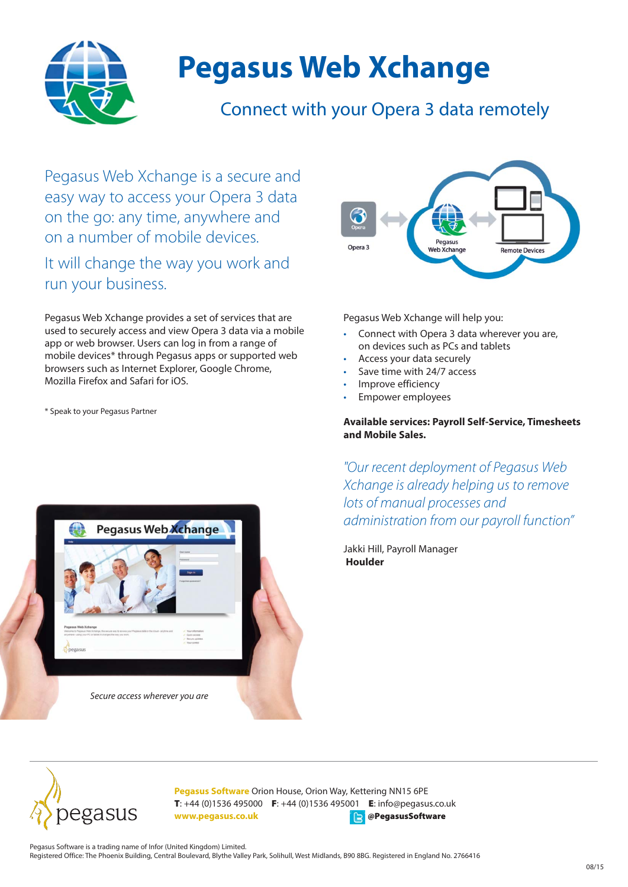# Pegasus Web Xchange

## Connect with your Opera 3 data remotely

Pegasus Web Xchange is a secure and easy way to access your Opera 3 data on the go: any time, anywhere and on a number of mobile devices.

It will change the way you work and run your business.

Pegasus Web Xchange provides a set of services that are used to securely access and view Opera 3 data via a mobile app or web browser. Users can log in from a range of mobile devices* through Pegasus apps or supported web browsers such as Internet Explorer, Google Chrome, Mozilla Firefox and Safari for iOS.

\* Speak to your Pegasus Partner

Opera 3

Pegasus Web Xchange

Remote Devices

Pegasus Web Xchange will help you:

- Connect with Opera 3 data wherever you are, on devices such as PCs and tablets
- Access your data securely
- Save time with 24/7 access
- Improve efficiency
- Empower employees

**Available services: Payroll Self-Service, Timesheets and Mobile Sales.**

*"Our recent deployment of Pegasus Web Xchange is already helping us to remove lots of manual processes and administration from our payroll function"*

Jakki Hill, Payroll Manager
**Houlder**

*Secure access wherever you are*

**Pegasus Software** Orion House, Orion Way, Kettering NN15 6PE
**T**: +44 (0)1536 495000 **F**: +44 (0)1536 495001 **E**: info@pegasus.co.uk
**www.pegasus.co.uk** **@PegasusSoftware**

Pegasus Software is a trading name of Infor (United Kingdom) Limited.
Registered Office: The Phoenix Building, Central Boulevard, Blythe Valley Park, Solihull, West Midlands, B90 8BG. Registered in England No. 2766416

08/15